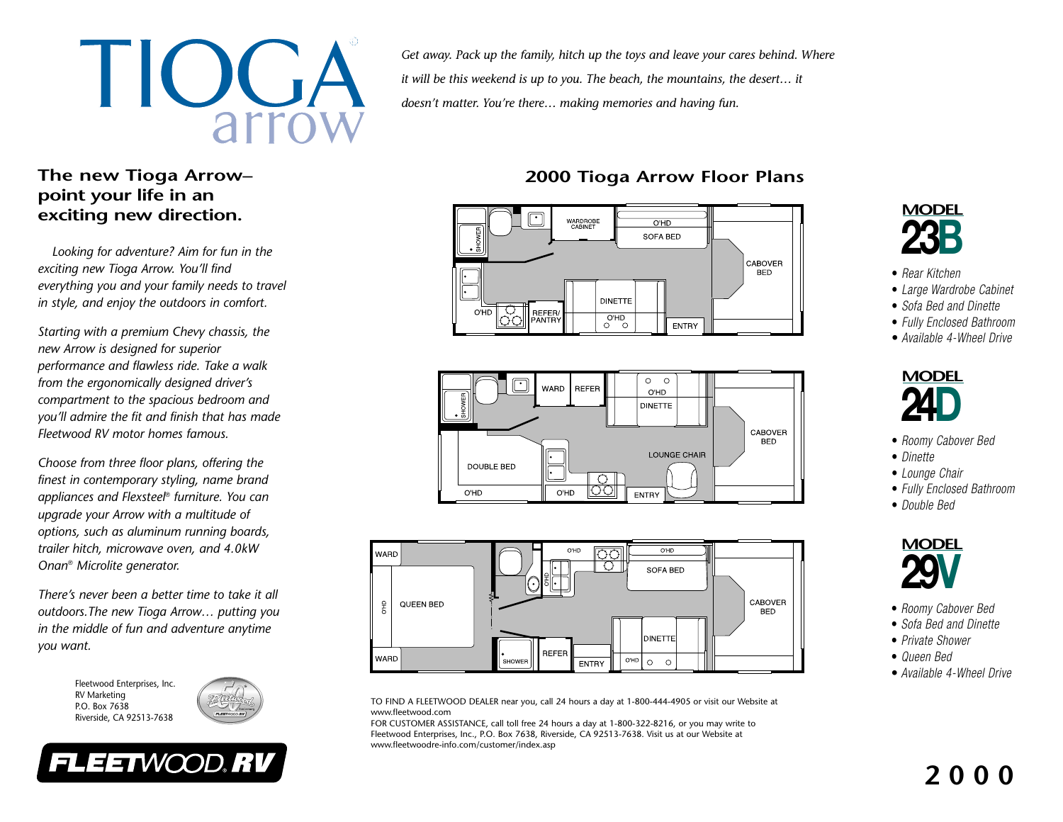# TIOGA arrow

*Get away. Pack up the family, hitch up the toys and leave your cares behind. Where it will be this weekend is up to you. The beach, the mountains, the desert… it doesn't matter. You're there… making memories and having fun.*

## The new Tioga Arrow– point your life in an exciting new direction.

*Looking for adventure? Aim for fun in the exciting new Tioga Arrow. You'll find everything you and your family needs to travel in style, and enjoy the outdoors in comfort.*

*Starting with a premium Chevy chassis, the new Arrow is designed for superior performance and flawless ride. Take a walk from the ergonomically designed driver's compartment to the spacious bedroom and you'll admire the fit and finish that has made Fleetwood RV motor homes famous.*

*Choose from three floor plans, offering the finest in contemporary styling, name brand appliances and Flexsteel® furniture. You can upgrade your Arrow with a multitude of options, such as aluminum running boards, trailer hitch, microwave oven, and 4.0kW Onan® Microlite generator.*

*There's never been a better time to take it all outdoors. The new Tioga Arrow… putting you in the middle of fun and adventure anytime you want.*

Fleetwood Enterprises, Inc.
RV Marketing
P.O. Box 7638
Riverside, CA 92513-7638

FLEETWOOD RV

## 2000 Tioga Arrow Floor Plans

### MODEL 23B

- *Rear Kitchen*
- *Large Wardrobe Cabinet*
- *Sofa Bed and Dinette*
- *Fully Enclosed Bathroom*
- *Available 4-Wheel Drive*

### MODEL 24D

- *Roomy Cabover Bed*
- *Dinette*
- *Lounge Chair*
- *Fully Enclosed Bathroom*
- *Double Bed*

### MODEL 29V

- *Roomy Cabover Bed*
- *Sofa Bed and Dinette*
- *Private Shower*
- *Queen Bed*
- *Available 4-Wheel Drive*

TO FIND A FLEETWOOD DEALER near you, call 24 hours a day at 1-800-444-4905 or visit our Website at www.fleetwood.com

FOR CUSTOMER ASSISTANCE, call toll free 24 hours a day at 1-800-322-8216, or you may write to Fleetwood Enterprises, Inc., P.O. Box 7638, Riverside, CA 92513-7638. Visit us at our Website at www.fleetwoodre-info.com/customer/index.asp

2000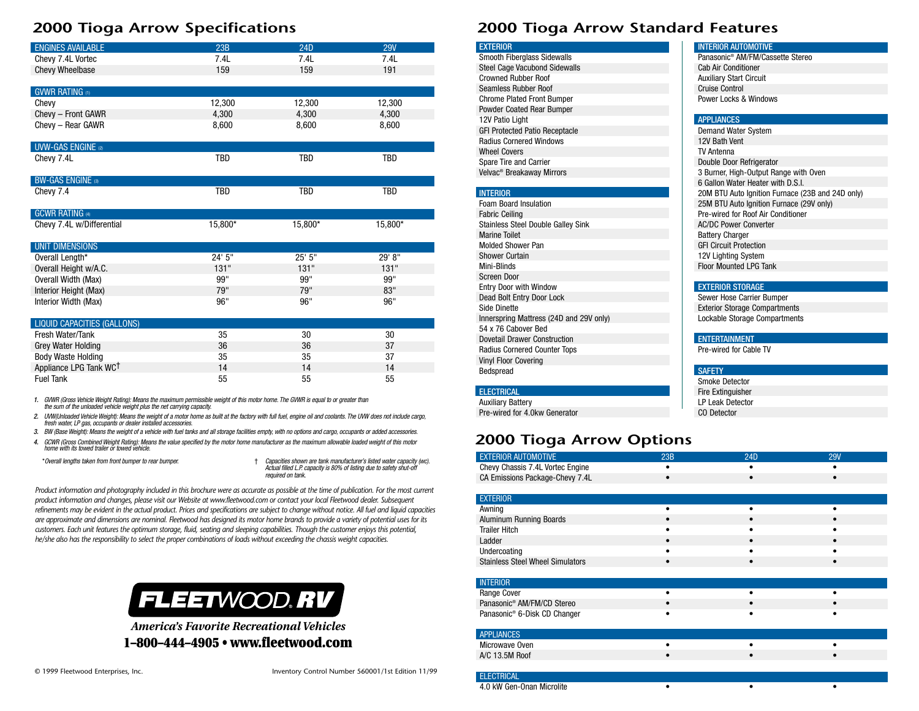## 2000 Tioga Arrow Specifications

| ENGINES AVAILABLE | 23B | 24D | 29V |
|---|---|---|---|
| Chevy 7.4L Vortec | 7.4L | 7.4L | 7.4L |
| Chevy Wheelbase | 159 | 159 | 191 |
| **GVWR RATING** (1) | | | |
| Chevy | 12,300 | 12,300 | 12,300 |
| Chevy – Front GAWR | 4,300 | 4,300 | 4,300 |
| Chevy – Rear GAWR | 8,600 | 8,600 | 8,600 |
| **UVW-GAS ENGINE** (2) | | | |
| Chevy 7.4L | TBD | TBD | TBD |
| **BW-GAS ENGINE** (3) | | | |
| Chevy 7.4 | TBD | TBD | TBD |
| **GCWR RATING** (4) | | | |
| Chevy 7.4L w/Differential | 15,800* | 15,800* | 15,800* |
| **UNIT DIMENSIONS** | | | |
| Overall Length* | 24' 5" | 25' 5" | 29' 8" |
| Overall Height w/A.C. | 131" | 131" | 131" |
| Overall Width (Max) | 99" | 99" | 99" |
| Interior Height (Max) | 79" | 79" | 83" |
| Interior Width (Max) | 96" | 96" | 96" |
| **LIQUID CAPACITIES (GALLONS)** | | | |
| Fresh Water/Tank | 35 | 30 | 30 |
| Grey Water Holding | 36 | 36 | 37 |
| Body Waste Holding | 35 | 35 | 37 |
| Appliance LPG Tank WC† | 14 | 14 | 14 |
| Fuel Tank | 55 | 55 | 55 |

1. *GVWR (Gross Vehicle Weight Rating): Means the maximum permissible weight of this motor home. The GVWR is equal to or greater than the sum of the unloaded vehicle weight plus the net carrying capacity.*
2. *UVW(Unloaded Vehicle Weight): Means the weight of a motor home as built at the factory with full fuel, engine oil and coolants. The UVW does not include cargo, fresh water, LP gas, occupants or dealer installed accessories.*
3. *BW (Base Weight): Means the weight of a vehicle with fuel tanks and all storage facilities empty, with no options and cargo, occupants or added accessories.*
4. *GCWR (Gross Combined Weight Rating): Means the value specified by the motor home manufacturer as the maximum allowable loaded weight of this motor home with its towed trailer or towed vehicle.*

*\*Overall lengths taken from front bumper to rear bumper.*

† *Capacities shown are tank manufacturer's listed water capacity (wc). Actual filled L.P. capacity is 80% of listing due to safety shut-off required on tank.*

*Product information and photography included in this brochure were as accurate as possible at the time of publication. For the most current product information and changes, please visit our Website at www.fleetwood.com or contact your local Fleetwood dealer. Subsequent refinements may be evident in the actual product. Prices and specifications are subject to change without notice. All fuel and liquid capacities are approximate and dimensions are nominal. Fleetwood has designed its motor home brands to provide a variety of potential uses for its customers. Each unit features the optimum storage, fluid, seating and sleeping capabilities. Though the customer enjoys this potential, he/she also has the responsibility to select the proper combinations of loads without exceeding the chassis weight capacities.*

**FLEETWOOD RV**

***America's Favorite Recreational Vehicles***

**1–800–444–4905 • www.fleetwood.com**

© 1999 Fleetwood Enterprises, Inc.    Inventory Control Number 560001/1st Edition 11/99

## 2000 Tioga Arrow Standard Features

**EXTERIOR**
- Smooth Fiberglass Sidewalls
- Steel Cage Vacubond Sidewalls
- Crowned Rubber Roof
- Seamless Rubber Roof
- Chrome Plated Front Bumper
- Powder Coated Rear Bumper
- 12V Patio Light
- GFI Protected Patio Receptacle
- Radius Cornered Windows
- Wheel Covers
- Spare Tire and Carrier
- Velvac® Breakaway Mirrors

**INTERIOR**
- Foam Board Insulation
- Fabric Ceiling
- Stainless Steel Double Galley Sink
- Marine Toilet
- Molded Shower Pan
- Shower Curtain
- Mini-Blinds
- Screen Door
- Entry Door with Window
- Dead Bolt Entry Door Lock
- Side Dinette
- Innerspring Mattress (24D and 29V only)
- 54 x 76 Cabover Bed
- Dovetail Drawer Construction
- Radius Cornered Counter Tops
- Vinyl Floor Covering
- Bedspread

**ELECTRICAL**
- Auxiliary Battery
- Pre-wired for 4.0kw Generator

**INTERIOR AUTOMOTIVE**
- Panasonic® AM/FM/Cassette Stereo
- Cab Air Conditioner
- Auxiliary Start Circuit
- Cruise Control
- Power Locks & Windows

**APPLIANCES**
- Demand Water System
- 12V Bath Vent
- TV Antenna
- Double Door Refrigerator
- 3 Burner, High-Output Range with Oven
- 6 Gallon Water Heater with D.S.I.
- 20M BTU Auto Ignition Furnace (23B and 24D only)
- 25M BTU Auto Ignition Furnace (29V only)
- Pre-wired for Roof Air Conditioner
- AC/DC Power Converter
- Battery Charger
- GFI Circuit Protection
- 12V Lighting System
- Floor Mounted LPG Tank

**EXTERIOR STORAGE**
- Sewer Hose Carrier Bumper
- Exterior Storage Compartments
- Lockable Storage Compartments

**ENTERTAINMENT**
- Pre-wired for Cable TV

**SAFETY**
- Smoke Detector
- Fire Extinguisher
- LP Leak Detector
- CO Detector

## 2000 Tioga Arrow Options

| EXTERIOR AUTOMOTIVE | 23B | 24D | 29V |
|---|---|---|---|
| Chevy Chassis 7.4L Vortec Engine | • | • | • |
| CA Emissions Package-Chevy 7.4L | • | • | • |
| **EXTERIOR** | | | |
| Awning | • | • | • |
| Aluminum Running Boards | • | • | • |
| Trailer Hitch | • | • | • |
| Ladder | • | • | • |
| Undercoating | • | • | • |
| Stainless Steel Wheel Simulators | • | • | • |
| **INTERIOR** | | | |
| Range Cover | • | • | • |
| Panasonic® AM/FM/CD Stereo | • | • | • |
| Panasonic® 6-Disk CD Changer | • | • | • |
| **APPLIANCES** | | | |
| Microwave Oven | • | • | • |
| A/C 13.5M Roof | • | • | • |
| **ELECTRICAL** | | | |
| 4.0 kW Gen-Onan Microlite | • | • | • |